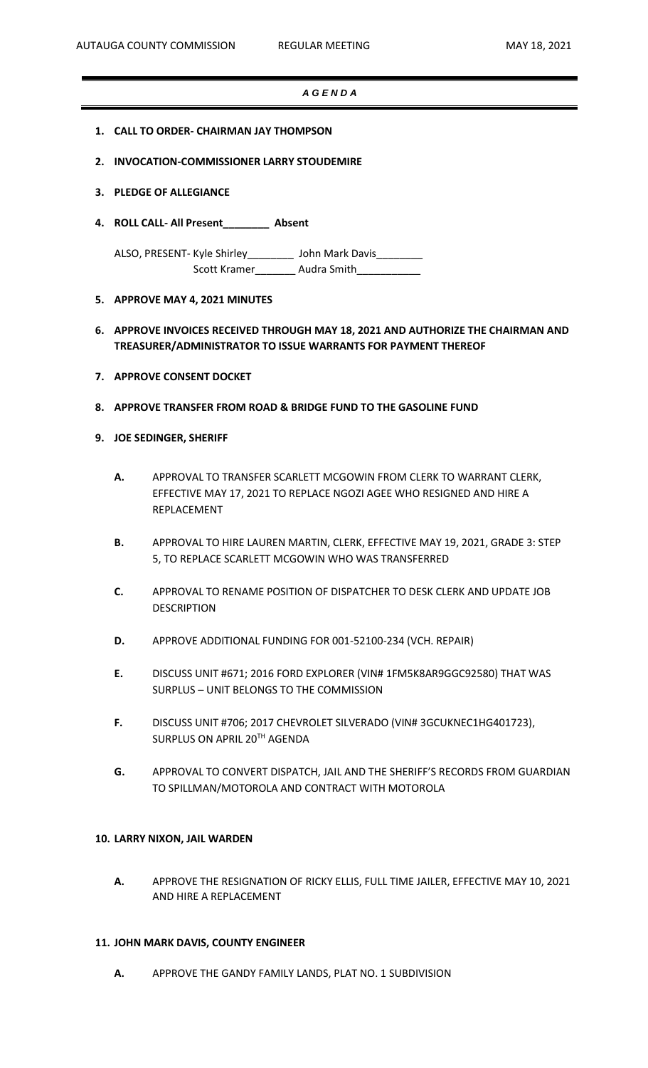# *A G E N D A*

1. **CALL TO ORDER- CHAIRMAN JAY THOMPSON**

2. **INVOCATION-COMMISSIONER LARRY STOUDEMIRE**

3. **PLEDGE OF ALLEGIANCE**

4. **ROLL CALL- All Present________ Absent**

   ALSO, PRESENT- Kyle Shirley________ John Mark Davis________
   Scott Kramer_______ Audra Smith___________

5. **APPROVE MAY 4, 2021 MINUTES**

6. **APPROVE INVOICES RECEIVED THROUGH MAY 18, 2021 AND AUTHORIZE THE CHAIRMAN AND TREASURER/ADMINISTRATOR TO ISSUE WARRANTS FOR PAYMENT THEREOF**

7. **APPROVE CONSENT DOCKET**

8. **APPROVE TRANSFER FROM ROAD & BRIDGE FUND TO THE GASOLINE FUND**

9. **JOE SEDINGER, SHERIFF**

   **A.** APPROVAL TO TRANSFER SCARLETT MCGOWIN FROM CLERK TO WARRANT CLERK, EFFECTIVE MAY 17, 2021 TO REPLACE NGOZI AGEE WHO RESIGNED AND HIRE A REPLACEMENT

   **B.** APPROVAL TO HIRE LAUREN MARTIN, CLERK, EFFECTIVE MAY 19, 2021, GRADE 3: STEP 5, TO REPLACE SCARLETT MCGOWIN WHO WAS TRANSFERRED

   **C.** APPROVAL TO RENAME POSITION OF DISPATCHER TO DESK CLERK AND UPDATE JOB DESCRIPTION

   **D.** APPROVE ADDITIONAL FUNDING FOR 001-52100-234 (VCH. REPAIR)

   **E.** DISCUSS UNIT #671; 2016 FORD EXPLORER (VIN# 1FM5K8AR9GGC92580) THAT WAS SURPLUS – UNIT BELONGS TO THE COMMISSION

   **F.** DISCUSS UNIT #706; 2017 CHEVROLET SILVERADO (VIN# 3GCUKNEC1HG401723), SURPLUS ON APRIL 20TH AGENDA

   **G.** APPROVAL TO CONVERT DISPATCH, JAIL AND THE SHERIFF'S RECORDS FROM GUARDIAN TO SPILLMAN/MOTOROLA AND CONTRACT WITH MOTOROLA

10. **LARRY NIXON, JAIL WARDEN**

    **A.** APPROVE THE RESIGNATION OF RICKY ELLIS, FULL TIME JAILER, EFFECTIVE MAY 10, 2021 AND HIRE A REPLACEMENT

11. **JOHN MARK DAVIS, COUNTY ENGINEER**

    **A.** APPROVE THE GANDY FAMILY LANDS, PLAT NO. 1 SUBDIVISION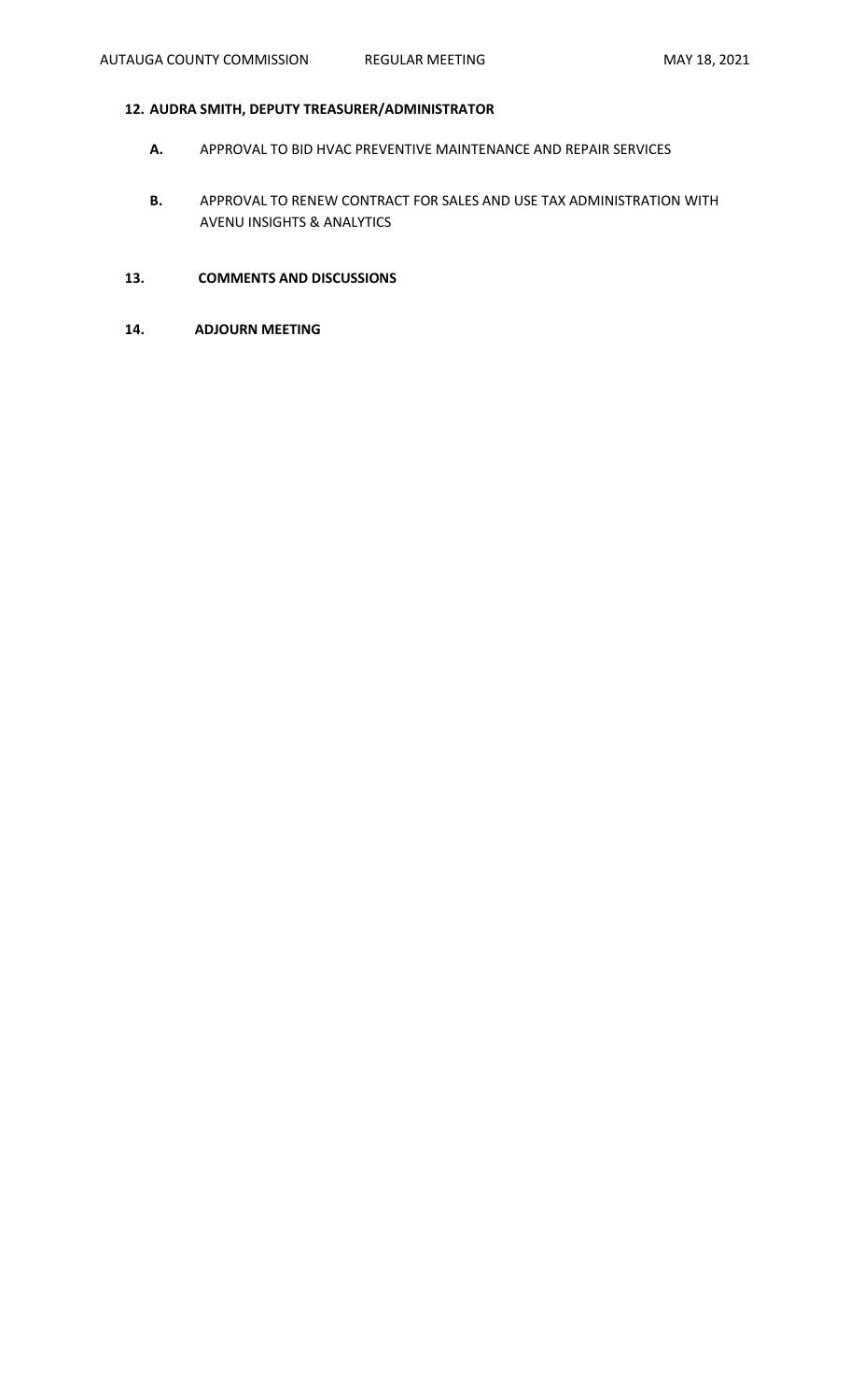## 12. AUDRA SMITH, DEPUTY TREASURER/ADMINISTRATOR

- **A.** APPROVAL TO BID HVAC PREVENTIVE MAINTENANCE AND REPAIR SERVICES

- **B.** APPROVAL TO RENEW CONTRACT FOR SALES AND USE TAX ADMINISTRATION WITH AVENU INSIGHTS & ANALYTICS

## 13. COMMENTS AND DISCUSSIONS

## 14. ADJOURN MEETING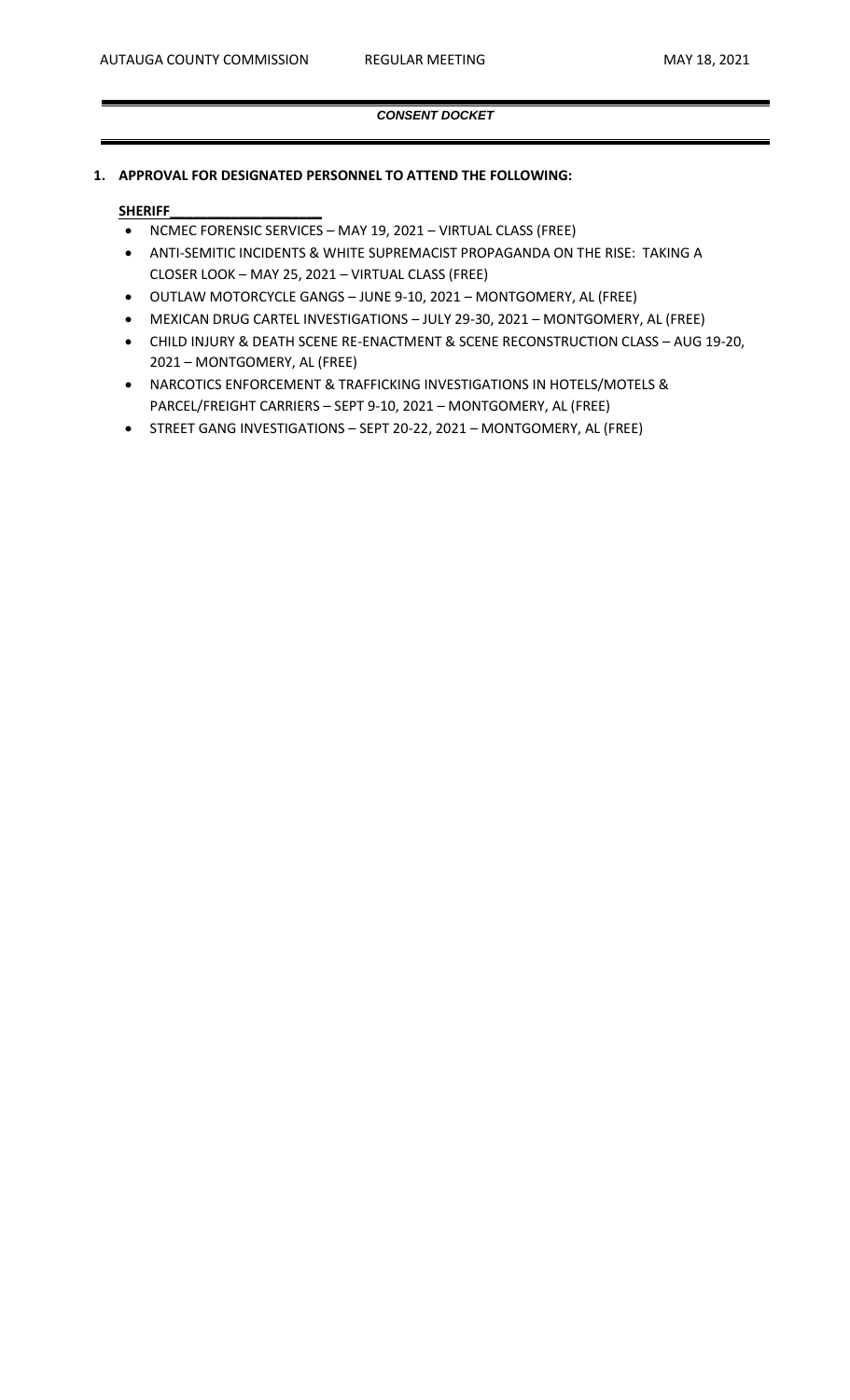***CONSENT DOCKET***

**1. APPROVAL FOR DESIGNATED PERSONNEL TO ATTEND THE FOLLOWING:**

**SHERIFF**

- NCMEC FORENSIC SERVICES – MAY 19, 2021 – VIRTUAL CLASS (FREE)
- ANTI-SEMITIC INCIDENTS & WHITE SUPREMACIST PROPAGANDA ON THE RISE: TAKING A CLOSER LOOK – MAY 25, 2021 – VIRTUAL CLASS (FREE)
- OUTLAW MOTORCYCLE GANGS – JUNE 9-10, 2021 – MONTGOMERY, AL (FREE)
- MEXICAN DRUG CARTEL INVESTIGATIONS – JULY 29-30, 2021 – MONTGOMERY, AL (FREE)
- CHILD INJURY & DEATH SCENE RE-ENACTMENT & SCENE RECONSTRUCTION CLASS – AUG 19-20, 2021 – MONTGOMERY, AL (FREE)
- NARCOTICS ENFORCEMENT & TRAFFICKING INVESTIGATIONS IN HOTELS/MOTELS & PARCEL/FREIGHT CARRIERS – SEPT 9-10, 2021 – MONTGOMERY, AL (FREE)
- STREET GANG INVESTIGATIONS – SEPT 20-22, 2021 – MONTGOMERY, AL (FREE)